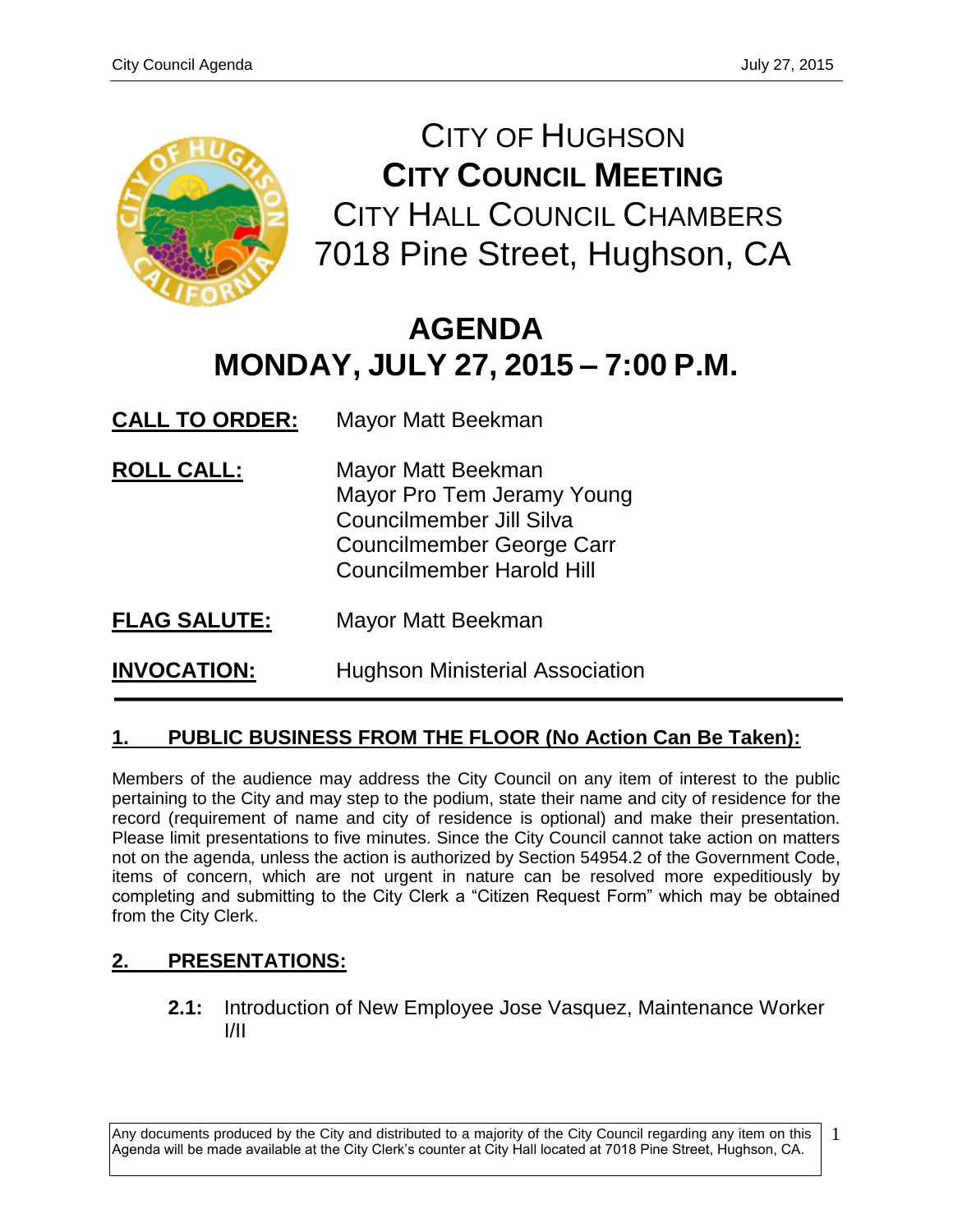# CITY OF HUGHSON
## CITY COUNCIL MEETING
CITY HALL COUNCIL CHAMBERS
7018 Pine Street, Hughson, CA

# AGENDA
## MONDAY, JULY 27, 2015 – 7:00 P.M.

**CALL TO ORDER:** Mayor Matt Beekman

**ROLL CALL:** Mayor Matt Beekman
Mayor Pro Tem Jeramy Young
Councilmember Jill Silva
Councilmember George Carr
Councilmember Harold Hill

**FLAG SALUTE:** Mayor Matt Beekman

**INVOCATION:** Hughson Ministerial Association

---

## 1. PUBLIC BUSINESS FROM THE FLOOR (No Action Can Be Taken):

Members of the audience may address the City Council on any item of interest to the public pertaining to the City and may step to the podium, state their name and city of residence for the record (requirement of name and city of residence is optional) and make their presentation. Please limit presentations to five minutes. Since the City Council cannot take action on matters not on the agenda, unless the action is authorized by Section 54954.2 of the Government Code, items of concern, which are not urgent in nature can be resolved more expeditiously by completing and submitting to the City Clerk a "Citizen Request Form" which may be obtained from the City Clerk.

## 2. PRESENTATIONS:

**2.1:** Introduction of New Employee Jose Vasquez, Maintenance Worker I/II

Any documents produced by the City and distributed to a majority of the City Council regarding any item on this Agenda will be made available at the City Clerk's counter at City Hall located at 7018 Pine Street, Hughson, CA.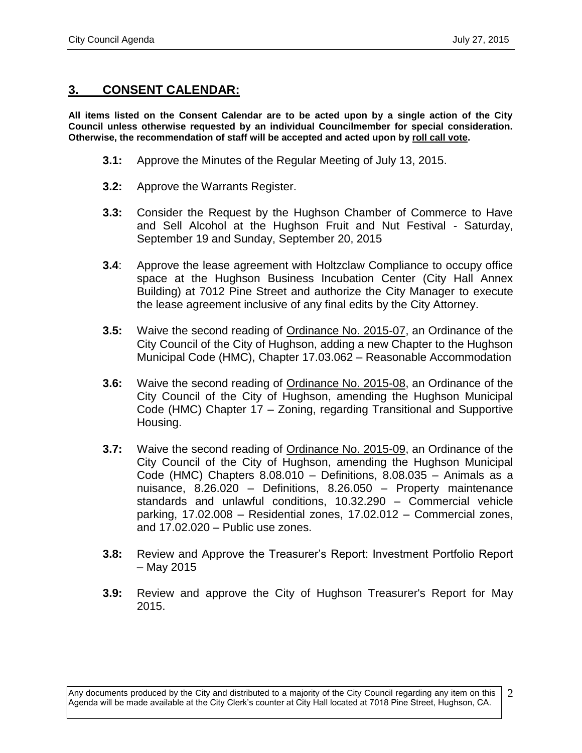## 3. CONSENT CALENDAR:

**All items listed on the Consent Calendar are to be acted upon by a single action of the City Council unless otherwise requested by an individual Councilmember for special consideration. Otherwise, the recommendation of staff will be accepted and acted upon by roll call vote.**

**3.1:** Approve the Minutes of the Regular Meeting of July 13, 2015.

**3.2:** Approve the Warrants Register.

**3.3:** Consider the Request by the Hughson Chamber of Commerce to Have and Sell Alcohol at the Hughson Fruit and Nut Festival - Saturday, September 19 and Sunday, September 20, 2015

**3.4**: Approve the lease agreement with Holtzclaw Compliance to occupy office space at the Hughson Business Incubation Center (City Hall Annex Building) at 7012 Pine Street and authorize the City Manager to execute the lease agreement inclusive of any final edits by the City Attorney.

**3.5:** Waive the second reading of Ordinance No. 2015-07, an Ordinance of the City Council of the City of Hughson, adding a new Chapter to the Hughson Municipal Code (HMC), Chapter 17.03.062 – Reasonable Accommodation

**3.6:** Waive the second reading of Ordinance No. 2015-08, an Ordinance of the City Council of the City of Hughson, amending the Hughson Municipal Code (HMC) Chapter 17 – Zoning, regarding Transitional and Supportive Housing.

**3.7:** Waive the second reading of Ordinance No. 2015-09, an Ordinance of the City Council of the City of Hughson, amending the Hughson Municipal Code (HMC) Chapters 8.08.010 – Definitions, 8.08.035 – Animals as a nuisance, 8.26.020 – Definitions, 8.26.050 – Property maintenance standards and unlawful conditions, 10.32.290 – Commercial vehicle parking, 17.02.008 – Residential zones, 17.02.012 – Commercial zones, and 17.02.020 – Public use zones.

**3.8:** Review and Approve the Treasurer's Report: Investment Portfolio Report – May 2015

**3.9:** Review and approve the City of Hughson Treasurer's Report for May 2015.

Any documents produced by the City and distributed to a majority of the City Council regarding any item on this Agenda will be made available at the City Clerk's counter at City Hall located at 7018 Pine Street, Hughson, CA.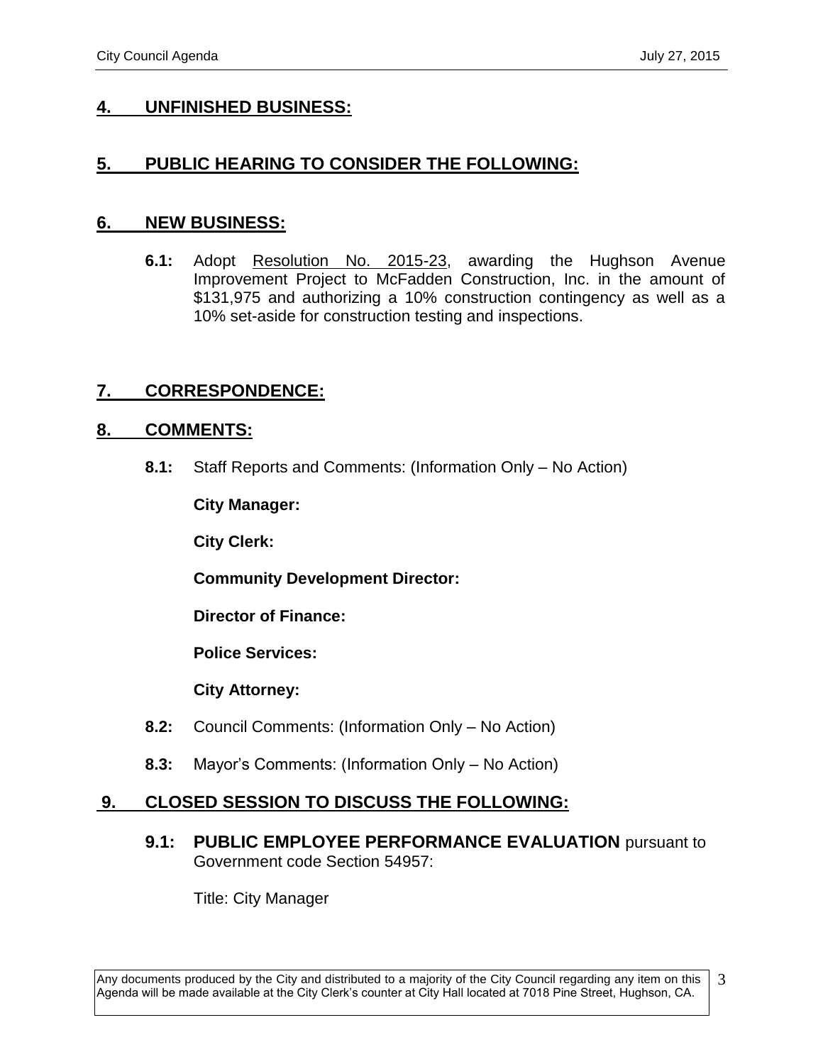## 4. UNFINISHED BUSINESS:

## 5. PUBLIC HEARING TO CONSIDER THE FOLLOWING:

## 6. NEW BUSINESS:

**6.1:** Adopt Resolution No. 2015-23, awarding the Hughson Avenue Improvement Project to McFadden Construction, Inc. in the amount of $131,975 and authorizing a 10% construction contingency as well as a 10% set-aside for construction testing and inspections.

## 7. CORRESPONDENCE:

## 8. COMMENTS:

**8.1:** Staff Reports and Comments: (Information Only – No Action)

**City Manager:**

**City Clerk:**

**Community Development Director:**

**Director of Finance:**

**Police Services:**

**City Attorney:**

**8.2:** Council Comments: (Information Only – No Action)

**8.3:** Mayor's Comments: (Information Only – No Action)

## 9. CLOSED SESSION TO DISCUSS THE FOLLOWING:

**9.1: PUBLIC EMPLOYEE PERFORMANCE EVALUATION** pursuant to Government code Section 54957:

Title: City Manager

Any documents produced by the City and distributed to a majority of the City Council regarding any item on this Agenda will be made available at the City Clerk's counter at City Hall located at 7018 Pine Street, Hughson, CA.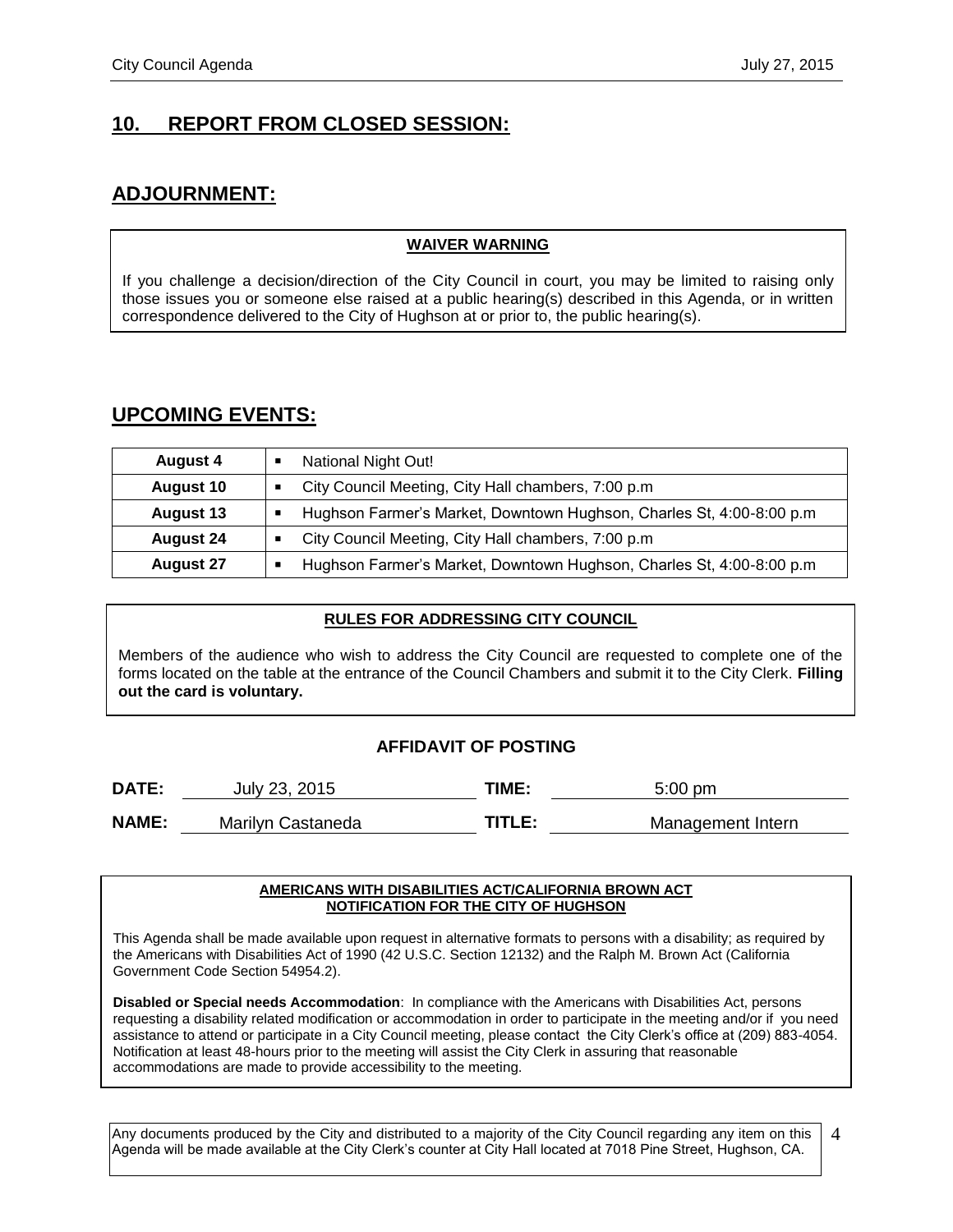## 10. REPORT FROM CLOSED SESSION:

## ADJOURNMENT:

**WAIVER WARNING**

If you challenge a decision/direction of the City Council in court, you may be limited to raising only those issues you or someone else raised at a public hearing(s) described in this Agenda, or in written correspondence delivered to the City of Hughson at or prior to, the public hearing(s).

## UPCOMING EVENTS:

| | |
|---|---|
| **August 4** | ▪ National Night Out! |
| **August 10** | ▪ City Council Meeting, City Hall chambers, 7:00 p.m |
| **August 13** | ▪ Hughson Farmer's Market, Downtown Hughson, Charles St, 4:00-8:00 p.m |
| **August 24** | ▪ City Council Meeting, City Hall chambers, 7:00 p.m |
| **August 27** | ▪ Hughson Farmer's Market, Downtown Hughson, Charles St, 4:00-8:00 p.m |

**RULES FOR ADDRESSING CITY COUNCIL**

Members of the audience who wish to address the City Council are requested to complete one of the forms located on the table at the entrance of the Council Chambers and submit it to the City Clerk. **Filling out the card is voluntary.**

### AFFIDAVIT OF POSTING

**DATE:** July 23, 2015 **TIME:** 5:00 pm

**NAME:** Marilyn Castaneda **TITLE:** Management Intern

**AMERICANS WITH DISABILITIES ACT/CALIFORNIA BROWN ACT NOTIFICATION FOR THE CITY OF HUGHSON**

This Agenda shall be made available upon request in alternative formats to persons with a disability; as required by the Americans with Disabilities Act of 1990 (42 U.S.C. Section 12132) and the Ralph M. Brown Act (California Government Code Section 54954.2).

**Disabled or Special needs Accommodation**: In compliance with the Americans with Disabilities Act, persons requesting a disability related modification or accommodation in order to participate in the meeting and/or if you need assistance to attend or participate in a City Council meeting, please contact the City Clerk's office at (209) 883-4054. Notification at least 48-hours prior to the meeting will assist the City Clerk in assuring that reasonable accommodations are made to provide accessibility to the meeting.

Any documents produced by the City and distributed to a majority of the City Council regarding any item on this Agenda will be made available at the City Clerk's counter at City Hall located at 7018 Pine Street, Hughson, CA.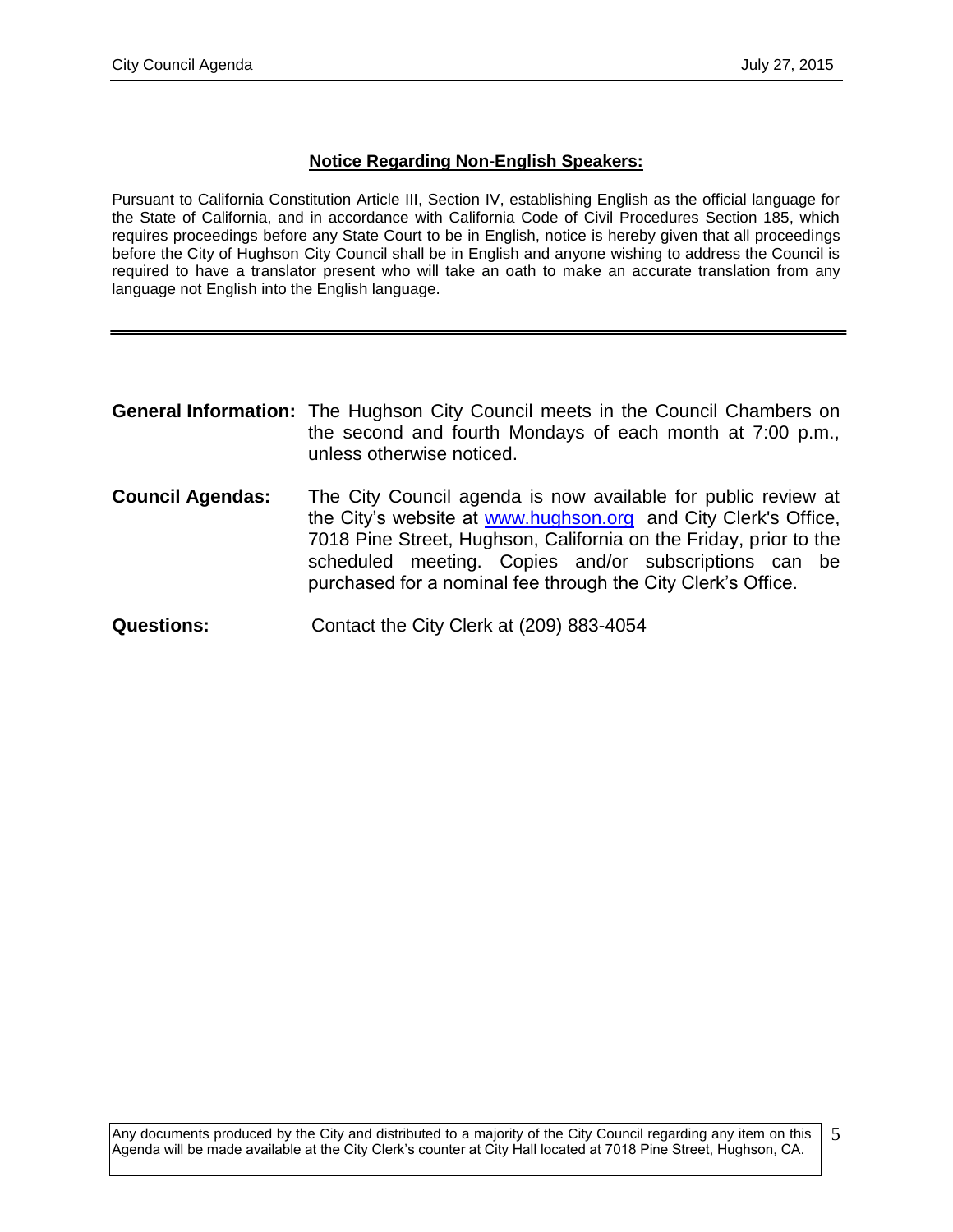**Notice Regarding Non-English Speakers:**

Pursuant to California Constitution Article III, Section IV, establishing English as the official language for the State of California, and in accordance with California Code of Civil Procedures Section 185, which requires proceedings before any State Court to be in English, notice is hereby given that all proceedings before the City of Hughson City Council shall be in English and anyone wishing to address the Council is required to have a translator present who will take an oath to make an accurate translation from any language not English into the English language.

---

**General Information:** The Hughson City Council meets in the Council Chambers on the second and fourth Mondays of each month at 7:00 p.m., unless otherwise noticed.

**Council Agendas:** The City Council agenda is now available for public review at the City's website at www.hughson.org and City Clerk's Office, 7018 Pine Street, Hughson, California on the Friday, prior to the scheduled meeting. Copies and/or subscriptions can be purchased for a nominal fee through the City Clerk's Office.

**Questions:** Contact the City Clerk at (209) 883-4054

Any documents produced by the City and distributed to a majority of the City Council regarding any item on this Agenda will be made available at the City Clerk's counter at City Hall located at 7018 Pine Street, Hughson, CA.